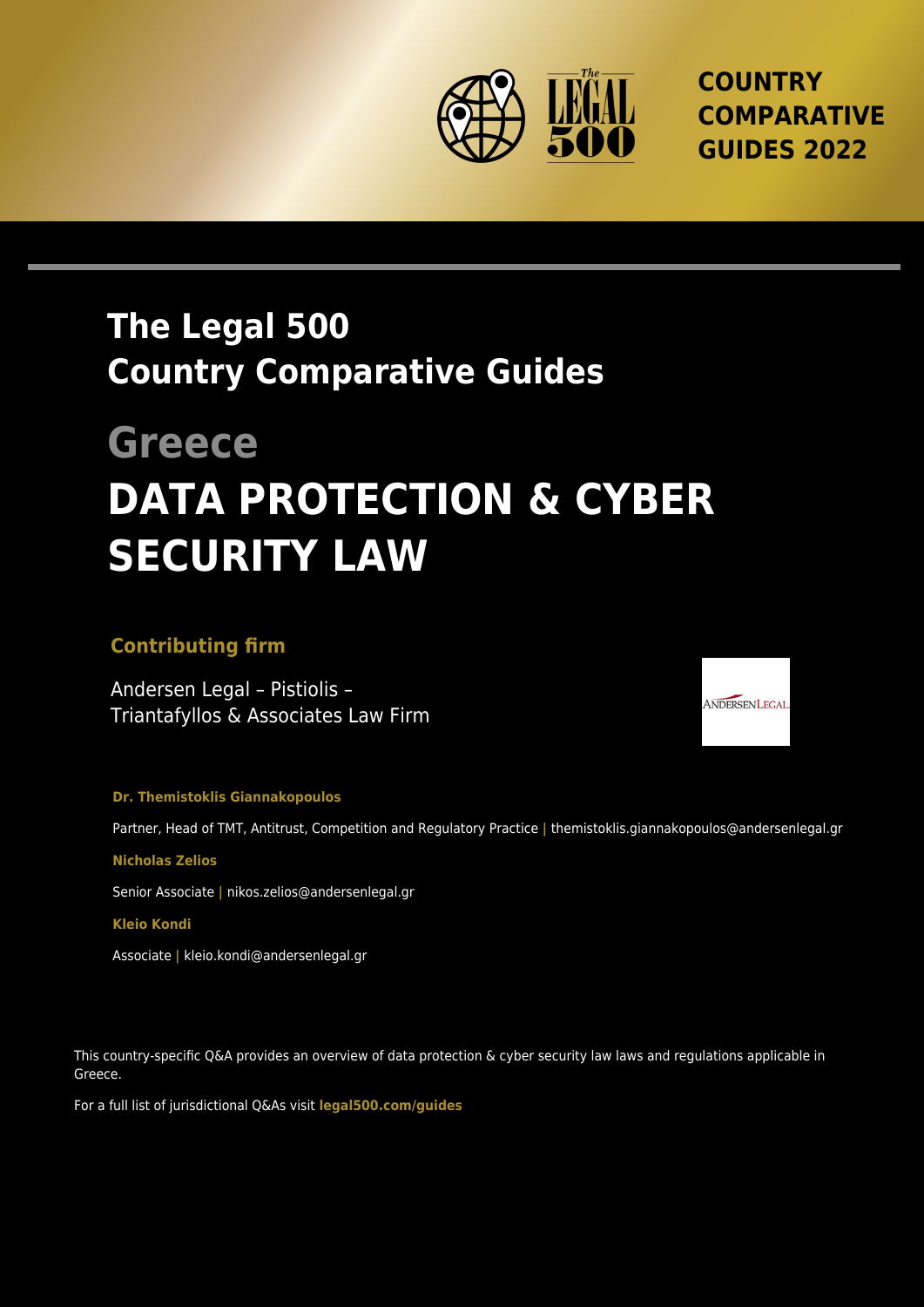COUNTRY COMPARATIVE GUIDES 2022

# The Legal 500 Country Comparative Guides

## Greece

# DATA PROTECTION & CYBER SECURITY LAW

**Contributing firm**

Andersen Legal – Pistiolis – Triantafyllos & Associates Law Firm

**Dr. Themistoklis Giannakopoulos**

Partner, Head of TMT, Antitrust, Competition and Regulatory Practice | themistoklis.giannakopoulos@andersenlegal.gr

**Nicholas Zelios**

Senior Associate | nikos.zelios@andersenlegal.gr

**Kleio Kondi**

Associate | kleio.kondi@andersenlegal.gr

This country-specific Q&A provides an overview of data protection & cyber security law laws and regulations applicable in Greece.

For a full list of jurisdictional Q&As visit **legal500.com/guides**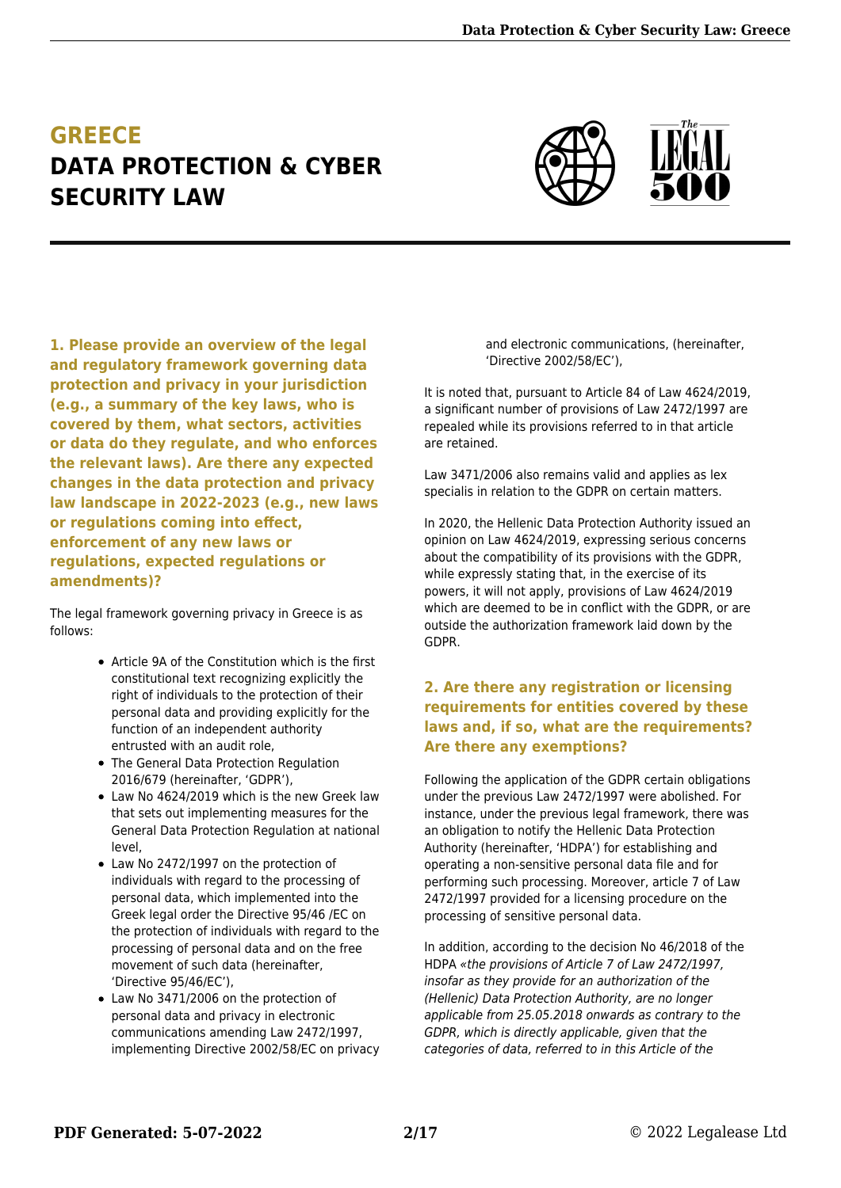# GREECE
# DATA PROTECTION & CYBER SECURITY LAW

**1. Please provide an overview of the legal and regulatory framework governing data protection and privacy in your jurisdiction (e.g., a summary of the key laws, who is covered by them, what sectors, activities or data do they regulate, and who enforces the relevant laws). Are there any expected changes in the data protection and privacy law landscape in 2022-2023 (e.g., new laws or regulations coming into effect, enforcement of any new laws or regulations, expected regulations or amendments)?**

The legal framework governing privacy in Greece is as follows:

- Article 9A of the Constitution which is the first constitutional text recognizing explicitly the right of individuals to the protection of their personal data and providing explicitly for the function of an independent authority entrusted with an audit role,
- The General Data Protection Regulation 2016/679 (hereinafter, 'GDPR'),
- Law No 4624/2019 which is the new Greek law that sets out implementing measures for the General Data Protection Regulation at national level,
- Law No 2472/1997 on the protection of individuals with regard to the processing of personal data, which implemented into the Greek legal order the Directive 95/46 /EC on the protection of individuals with regard to the processing of personal data and on the free movement of such data (hereinafter, 'Directive 95/46/EC'),
- Law No 3471/2006 on the protection of personal data and privacy in electronic communications amending Law 2472/1997, implementing Directive 2002/58/EC on privacy and electronic communications, (hereinafter, 'Directive 2002/58/EC'),

It is noted that, pursuant to Article 84 of Law 4624/2019, a significant number of provisions of Law 2472/1997 are repealed while its provisions referred to in that article are retained.

Law 3471/2006 also remains valid and applies as lex specialis in relation to the GDPR on certain matters.

In 2020, the Hellenic Data Protection Authority issued an opinion on Law 4624/2019, expressing serious concerns about the compatibility of its provisions with the GDPR, while expressly stating that, in the exercise of its powers, it will not apply, provisions of Law 4624/2019 which are deemed to be in conflict with the GDPR, or are outside the authorization framework laid down by the GDPR.

**2. Are there any registration or licensing requirements for entities covered by these laws and, if so, what are the requirements? Are there any exemptions?**

Following the application of the GDPR certain obligations under the previous Law 2472/1997 were abolished. For instance, under the previous legal framework, there was an obligation to notify the Hellenic Data Protection Authority (hereinafter, 'HDPA') for establishing and operating a non-sensitive personal data file and for performing such processing. Moreover, article 7 of Law 2472/1997 provided for a licensing procedure on the processing of sensitive personal data.

In addition, according to the decision No 46/2018 of the HDPA «*the provisions of Article 7 of Law 2472/1997, insofar as they provide for an authorization of the (Hellenic) Data Protection Authority, are no longer applicable from 25.05.2018 onwards as contrary to the GDPR, which is directly applicable, given that the categories of data, referred to in this Article of the*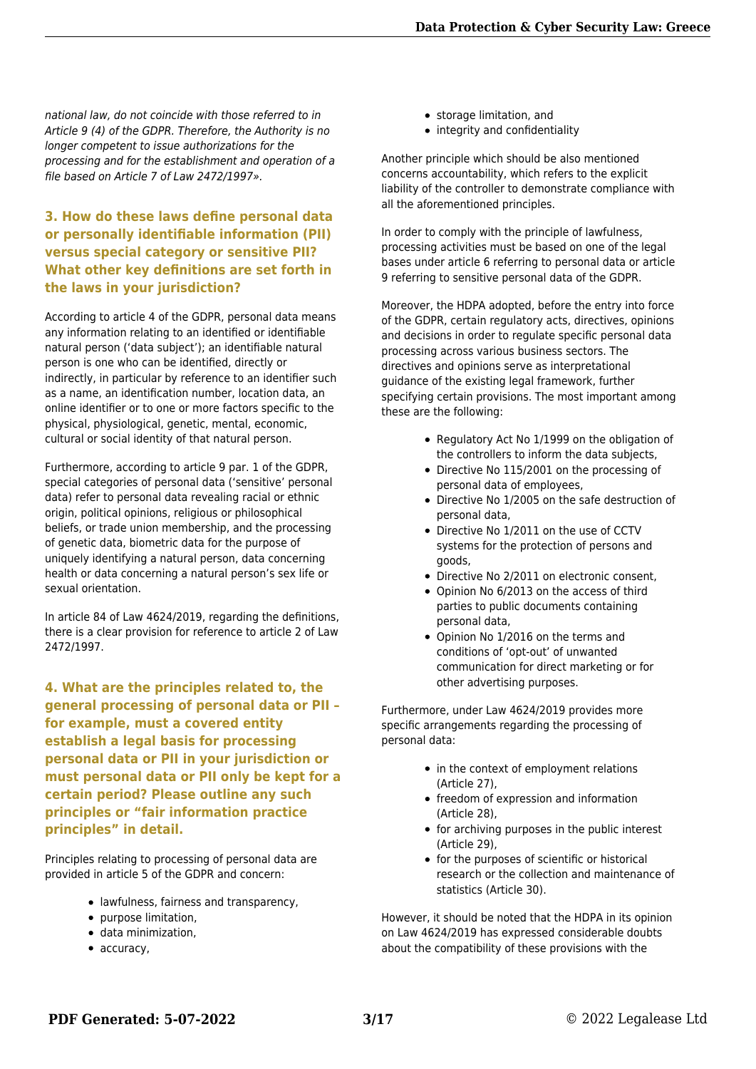*national law, do not coincide with those referred to in Article 9 (4) of the GDPR. Therefore, the Authority is no longer competent to issue authorizations for the processing and for the establishment and operation of a file based on Article 7 of Law 2472/1997».*

## 3. How do these laws define personal data or personally identifiable information (PII) versus special category or sensitive PII? What other key definitions are set forth in the laws in your jurisdiction?

According to article 4 of the GDPR, personal data means any information relating to an identified or identifiable natural person ('data subject'); an identifiable natural person is one who can be identified, directly or indirectly, in particular by reference to an identifier such as a name, an identification number, location data, an online identifier or to one or more factors specific to the physical, physiological, genetic, mental, economic, cultural or social identity of that natural person.

Furthermore, according to article 9 par. 1 of the GDPR, special categories of personal data ('sensitive' personal data) refer to personal data revealing racial or ethnic origin, political opinions, religious or philosophical beliefs, or trade union membership, and the processing of genetic data, biometric data for the purpose of uniquely identifying a natural person, data concerning health or data concerning a natural person's sex life or sexual orientation.

In article 84 of Law 4624/2019, regarding the definitions, there is a clear provision for reference to article 2 of Law 2472/1997.

## 4. What are the principles related to, the general processing of personal data or PII – for example, must a covered entity establish a legal basis for processing personal data or PII in your jurisdiction or must personal data or PII only be kept for a certain period? Please outline any such principles or "fair information practice principles" in detail.

Principles relating to processing of personal data are provided in article 5 of the GDPR and concern:

- lawfulness, fairness and transparency,
- purpose limitation,
- data minimization,
- accuracy,
- storage limitation, and
- integrity and confidentiality

Another principle which should be also mentioned concerns accountability, which refers to the explicit liability of the controller to demonstrate compliance with all the aforementioned principles.

In order to comply with the principle of lawfulness, processing activities must be based on one of the legal bases under article 6 referring to personal data or article 9 referring to sensitive personal data of the GDPR.

Moreover, the HDPA adopted, before the entry into force of the GDPR, certain regulatory acts, directives, opinions and decisions in order to regulate specific personal data processing across various business sectors. The directives and opinions serve as interpretational guidance of the existing legal framework, further specifying certain provisions. The most important among these are the following:

- Regulatory Act No 1/1999 on the obligation of the controllers to inform the data subjects,
- Directive No 115/2001 on the processing of personal data of employees,
- Directive No 1/2005 on the safe destruction of personal data,
- Directive No 1/2011 on the use of CCTV systems for the protection of persons and goods,
- Directive No 2/2011 on electronic consent,
- Opinion No 6/2013 on the access of third parties to public documents containing personal data,
- Opinion No 1/2016 on the terms and conditions of 'opt-out' of unwanted communication for direct marketing or for other advertising purposes.

Furthermore, under Law 4624/2019 provides more specific arrangements regarding the processing of personal data:

- in the context of employment relations (Article 27),
- freedom of expression and information (Article 28),
- for archiving purposes in the public interest (Article 29),
- for the purposes of scientific or historical research or the collection and maintenance of statistics (Article 30).

However, it should be noted that the HDPA in its opinion on Law 4624/2019 has expressed considerable doubts about the compatibility of these provisions with the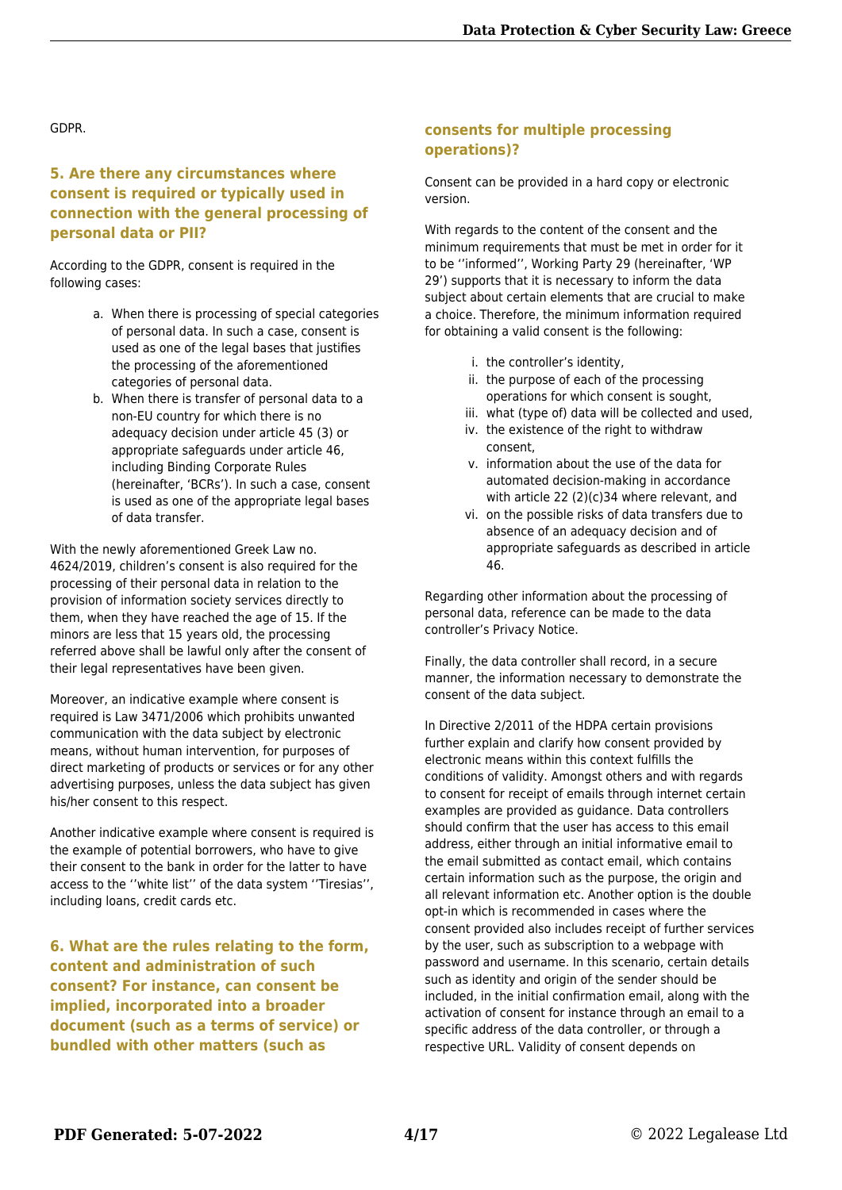GDPR.

### 5. Are there any circumstances where consent is required or typically used in connection with the general processing of personal data or PII?

According to the GDPR, consent is required in the following cases:

a. When there is processing of special categories of personal data. In such a case, consent is used as one of the legal bases that justifies the processing of the aforementioned categories of personal data.
b. When there is transfer of personal data to a non-EU country for which there is no adequacy decision under article 45 (3) or appropriate safeguards under article 46, including Binding Corporate Rules (hereinafter, 'BCRs'). In such a case, consent is used as one of the appropriate legal bases of data transfer.

With the newly aforementioned Greek Law no. 4624/2019, children's consent is also required for the processing of their personal data in relation to the provision of information society services directly to them, when they have reached the age of 15. If the minors are less that 15 years old, the processing referred above shall be lawful only after the consent of their legal representatives have been given.

Moreover, an indicative example where consent is required is Law 3471/2006 which prohibits unwanted communication with the data subject by electronic means, without human intervention, for purposes of direct marketing of products or services or for any other advertising purposes, unless the data subject has given his/her consent to this respect.

Another indicative example where consent is required is the example of potential borrowers, who have to give their consent to the bank in order for the latter to have access to the ''white list'' of the data system ''Tiresias'', including loans, credit cards etc.

### 6. What are the rules relating to the form, content and administration of such consent? For instance, can consent be implied, incorporated into a broader document (such as a terms of service) or bundled with other matters (such as consents for multiple processing operations)?

Consent can be provided in a hard copy or electronic version.

With regards to the content of the consent and the minimum requirements that must be met in order for it to be ''informed'', Working Party 29 (hereinafter, 'WP 29') supports that it is necessary to inform the data subject about certain elements that are crucial to make a choice. Therefore, the minimum information required for obtaining a valid consent is the following:

i. the controller's identity,
ii. the purpose of each of the processing operations for which consent is sought,
iii. what (type of) data will be collected and used,
iv. the existence of the right to withdraw consent,
v. information about the use of the data for automated decision-making in accordance with article 22 (2)(c)34 where relevant, and
vi. on the possible risks of data transfers due to absence of an adequacy decision and of appropriate safeguards as described in article 46.

Regarding other information about the processing of personal data, reference can be made to the data controller's Privacy Notice.

Finally, the data controller shall record, in a secure manner, the information necessary to demonstrate the consent of the data subject.

In Directive 2/2011 of the HDPA certain provisions further explain and clarify how consent provided by electronic means within this context fulfills the conditions of validity. Amongst others and with regards to consent for receipt of emails through internet certain examples are provided as guidance. Data controllers should confirm that the user has access to this email address, either through an initial informative email to the email submitted as contact email, which contains certain information such as the purpose, the origin and all relevant information etc. Another option is the double opt-in which is recommended in cases where the consent provided also includes receipt of further services by the user, such as subscription to a webpage with password and username. In this scenario, certain details such as identity and origin of the sender should be included, in the initial confirmation email, along with the activation of consent for instance through an email to a specific address of the data controller, or through a respective URL. Validity of consent depends on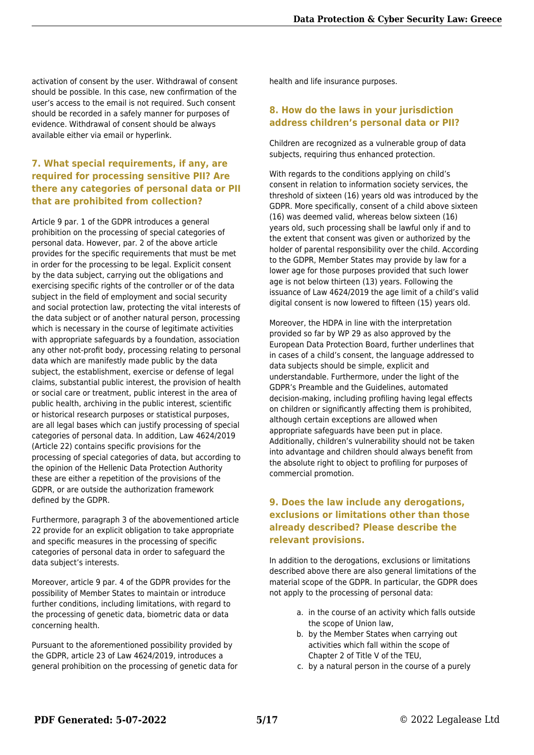activation of consent by the user. Withdrawal of consent should be possible. In this case, new confirmation of the user's access to the email is not required. Such consent should be recorded in a safely manner for purposes of evidence. Withdrawal of consent should be always available either via email or hyperlink.

### 7. What special requirements, if any, are required for processing sensitive PII? Are there any categories of personal data or PII that are prohibited from collection?

Article 9 par. 1 of the GDPR introduces a general prohibition on the processing of special categories of personal data. However, par. 2 of the above article provides for the specific requirements that must be met in order for the processing to be legal. Explicit consent by the data subject, carrying out the obligations and exercising specific rights of the controller or of the data subject in the field of employment and social security and social protection law, protecting the vital interests of the data subject or of another natural person, processing which is necessary in the course of legitimate activities with appropriate safeguards by a foundation, association any other not-profit body, processing relating to personal data which are manifestly made public by the data subject, the establishment, exercise or defense of legal claims, substantial public interest, the provision of health or social care or treatment, public interest in the area of public health, archiving in the public interest, scientific or historical research purposes or statistical purposes, are all legal bases which can justify processing of special categories of personal data. In addition, Law 4624/2019 (Article 22) contains specific provisions for the processing of special categories of data, but according to the opinion of the Hellenic Data Protection Authority these are either a repetition of the provisions of the GDPR, or are outside the authorization framework defined by the GDPR.

Furthermore, paragraph 3 of the abovementioned article 22 provide for an explicit obligation to take appropriate and specific measures in the processing of specific categories of personal data in order to safeguard the data subject's interests.

Moreover, article 9 par. 4 of the GDPR provides for the possibility of Member States to maintain or introduce further conditions, including limitations, with regard to the processing of genetic data, biometric data or data concerning health.

Pursuant to the aforementioned possibility provided by the GDPR, article 23 of Law 4624/2019, introduces a general prohibition on the processing of genetic data for health and life insurance purposes.

### 8. How do the laws in your jurisdiction address children's personal data or PII?

Children are recognized as a vulnerable group of data subjects, requiring thus enhanced protection.

With regards to the conditions applying on child's consent in relation to information society services, the threshold of sixteen (16) years old was introduced by the GDPR. More specifically, consent of a child above sixteen (16) was deemed valid, whereas below sixteen (16) years old, such processing shall be lawful only if and to the extent that consent was given or authorized by the holder of parental responsibility over the child. According to the GDPR, Member States may provide by law for a lower age for those purposes provided that such lower age is not below thirteen (13) years. Following the issuance of Law 4624/2019 the age limit of a child's valid digital consent is now lowered to fifteen (15) years old.

Moreover, the HDPA in line with the interpretation provided so far by WP 29 as also approved by the European Data Protection Board, further underlines that in cases of a child's consent, the language addressed to data subjects should be simple, explicit and understandable. Furthermore, under the light of the GDPR's Preamble and the Guidelines, automated decision-making, including profiling having legal effects on children or significantly affecting them is prohibited, although certain exceptions are allowed when appropriate safeguards have been put in place. Additionally, children's vulnerability should not be taken into advantage and children should always benefit from the absolute right to object to profiling for purposes of commercial promotion.

### 9. Does the law include any derogations, exclusions or limitations other than those already described? Please describe the relevant provisions.

In addition to the derogations, exclusions or limitations described above there are also general limitations of the material scope of the GDPR. In particular, the GDPR does not apply to the processing of personal data:

a. in the course of an activity which falls outside the scope of Union law,
b. by the Member States when carrying out activities which fall within the scope of Chapter 2 of Title V of the TEU,
c. by a natural person in the course of a purely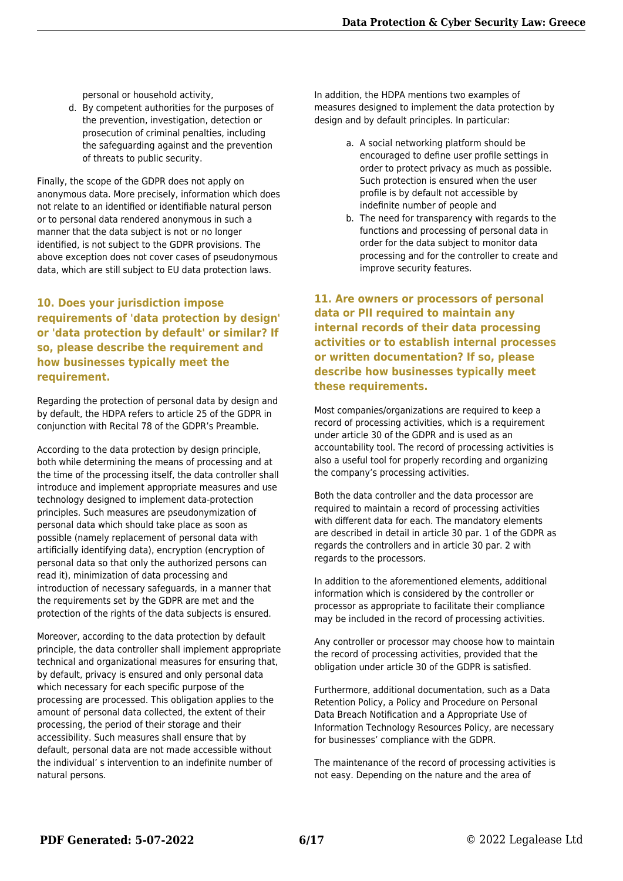personal or household activity,

d. By competent authorities for the purposes of the prevention, investigation, detection or prosecution of criminal penalties, including the safeguarding against and the prevention of threats to public security.

Finally, the scope of the GDPR does not apply on anonymous data. More precisely, information which does not relate to an identified or identifiable natural person or to personal data rendered anonymous in such a manner that the data subject is not or no longer identified, is not subject to the GDPR provisions. The above exception does not cover cases of pseudonymous data, which are still subject to EU data protection laws.

## 10. Does your jurisdiction impose requirements of 'data protection by design' or 'data protection by default' or similar? If so, please describe the requirement and how businesses typically meet the requirement.

Regarding the protection of personal data by design and by default, the HDPA refers to article 25 of the GDPR in conjunction with Recital 78 of the GDPR's Preamble.

According to the data protection by design principle, both while determining the means of processing and at the time of the processing itself, the data controller shall introduce and implement appropriate measures and use technology designed to implement data-protection principles. Such measures are pseudonymization of personal data which should take place as soon as possible (namely replacement of personal data with artificially identifying data), encryption (encryption of personal data so that only the authorized persons can read it), minimization of data processing and introduction of necessary safeguards, in a manner that the requirements set by the GDPR are met and the protection of the rights of the data subjects is ensured.

Moreover, according to the data protection by default principle, the data controller shall implement appropriate technical and organizational measures for ensuring that, by default, privacy is ensured and only personal data which necessary for each specific purpose of the processing are processed. This obligation applies to the amount of personal data collected, the extent of their processing, the period of their storage and their accessibility. Such measures shall ensure that by default, personal data are not made accessible without the individual' s intervention to an indefinite number of natural persons.

In addition, the HDPA mentions two examples of measures designed to implement the data protection by design and by default principles. In particular:

a. A social networking platform should be encouraged to define user profile settings in order to protect privacy as much as possible. Such protection is ensured when the user profile is by default not accessible by indefinite number of people and
b. The need for transparency with regards to the functions and processing of personal data in order for the data subject to monitor data processing and for the controller to create and improve security features.

## 11. Are owners or processors of personal data or PII required to maintain any internal records of their data processing activities or to establish internal processes or written documentation? If so, please describe how businesses typically meet these requirements.

Most companies/organizations are required to keep a record of processing activities, which is a requirement under article 30 of the GDPR and is used as an accountability tool. The record of processing activities is also a useful tool for properly recording and organizing the company's processing activities.

Both the data controller and the data processor are required to maintain a record of processing activities with different data for each. The mandatory elements are described in detail in article 30 par. 1 of the GDPR as regards the controllers and in article 30 par. 2 with regards to the processors.

In addition to the aforementioned elements, additional information which is considered by the controller or processor as appropriate to facilitate their compliance may be included in the record of processing activities.

Any controller or processor may choose how to maintain the record of processing activities, provided that the obligation under article 30 of the GDPR is satisfied.

Furthermore, additional documentation, such as a Data Retention Policy, a Policy and Procedure on Personal Data Breach Notification and a Appropriate Use of Information Technology Resources Policy, are necessary for businesses' compliance with the GDPR.

The maintenance of the record of processing activities is not easy. Depending on the nature and the area of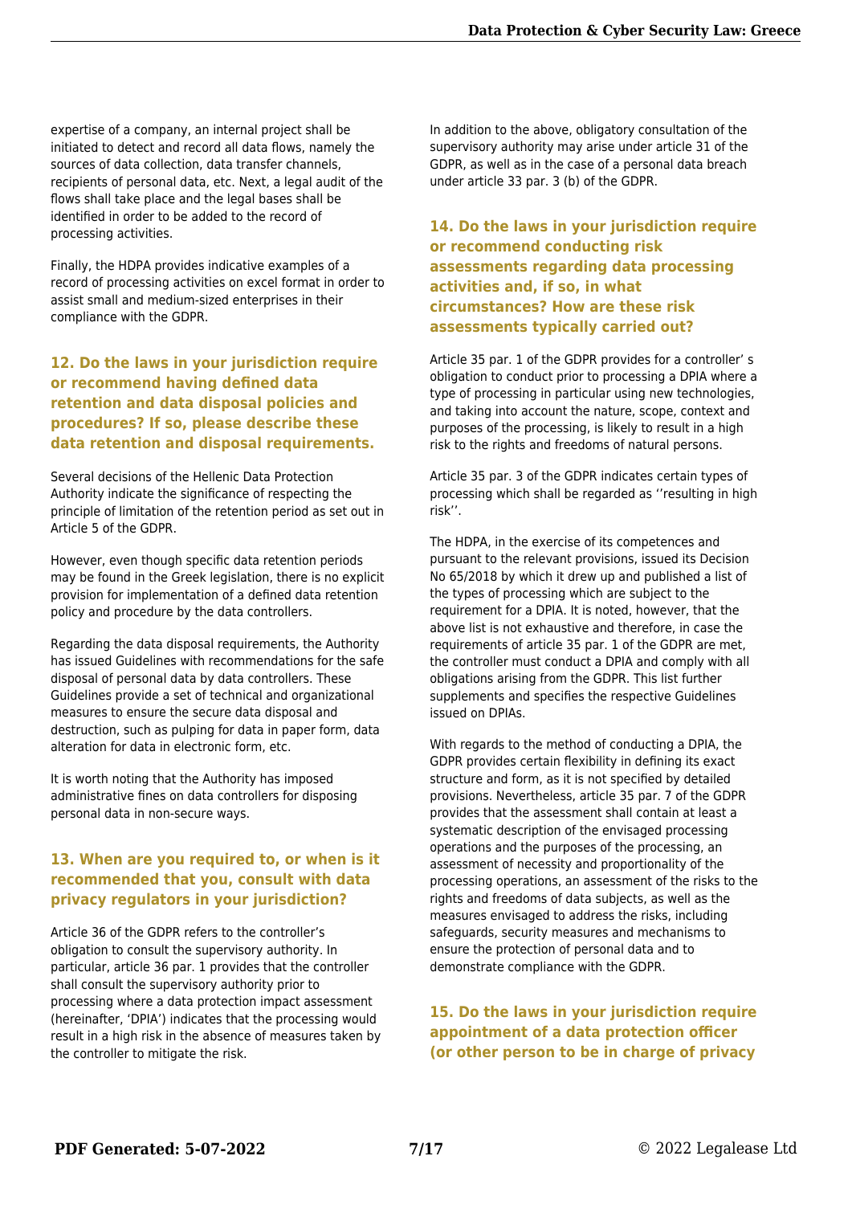expertise of a company, an internal project shall be initiated to detect and record all data flows, namely the sources of data collection, data transfer channels, recipients of personal data, etc. Next, a legal audit of the flows shall take place and the legal bases shall be identified in order to be added to the record of processing activities.

Finally, the HDPA provides indicative examples of a record of processing activities on excel format in order to assist small and medium-sized enterprises in their compliance with the GDPR.

## 12. Do the laws in your jurisdiction require or recommend having defined data retention and data disposal policies and procedures? If so, please describe these data retention and disposal requirements.

Several decisions of the Hellenic Data Protection Authority indicate the significance of respecting the principle of limitation of the retention period as set out in Article 5 of the GDPR.

However, even though specific data retention periods may be found in the Greek legislation, there is no explicit provision for implementation of a defined data retention policy and procedure by the data controllers.

Regarding the data disposal requirements, the Authority has issued Guidelines with recommendations for the safe disposal of personal data by data controllers. These Guidelines provide a set of technical and organizational measures to ensure the secure data disposal and destruction, such as pulping for data in paper form, data alteration for data in electronic form, etc.

It is worth noting that the Authority has imposed administrative fines on data controllers for disposing personal data in non-secure ways.

## 13. When are you required to, or when is it recommended that you, consult with data privacy regulators in your jurisdiction?

Article 36 of the GDPR refers to the controller's obligation to consult the supervisory authority. In particular, article 36 par. 1 provides that the controller shall consult the supervisory authority prior to processing where a data protection impact assessment (hereinafter, 'DPIA') indicates that the processing would result in a high risk in the absence of measures taken by the controller to mitigate the risk.

In addition to the above, obligatory consultation of the supervisory authority may arise under article 31 of the GDPR, as well as in the case of a personal data breach under article 33 par. 3 (b) of the GDPR.

## 14. Do the laws in your jurisdiction require or recommend conducting risk assessments regarding data processing activities and, if so, in what circumstances? How are these risk assessments typically carried out?

Article 35 par. 1 of the GDPR provides for a controller' s obligation to conduct prior to processing a DPIA where a type of processing in particular using new technologies, and taking into account the nature, scope, context and purposes of the processing, is likely to result in a high risk to the rights and freedoms of natural persons.

Article 35 par. 3 of the GDPR indicates certain types of processing which shall be regarded as ''resulting in high risk''.

The HDPA, in the exercise of its competences and pursuant to the relevant provisions, issued its Decision No 65/2018 by which it drew up and published a list of the types of processing which are subject to the requirement for a DPIA. It is noted, however, that the above list is not exhaustive and therefore, in case the requirements of article 35 par. 1 of the GDPR are met, the controller must conduct a DPIA and comply with all obligations arising from the GDPR. This list further supplements and specifies the respective Guidelines issued on DPIAs.

With regards to the method of conducting a DPIA, the GDPR provides certain flexibility in defining its exact structure and form, as it is not specified by detailed provisions. Nevertheless, article 35 par. 7 of the GDPR provides that the assessment shall contain at least a systematic description of the envisaged processing operations and the purposes of the processing, an assessment of necessity and proportionality of the processing operations, an assessment of the risks to the rights and freedoms of data subjects, as well as the measures envisaged to address the risks, including safeguards, security measures and mechanisms to ensure the protection of personal data and to demonstrate compliance with the GDPR.

## 15. Do the laws in your jurisdiction require appointment of a data protection officer (or other person to be in charge of privacy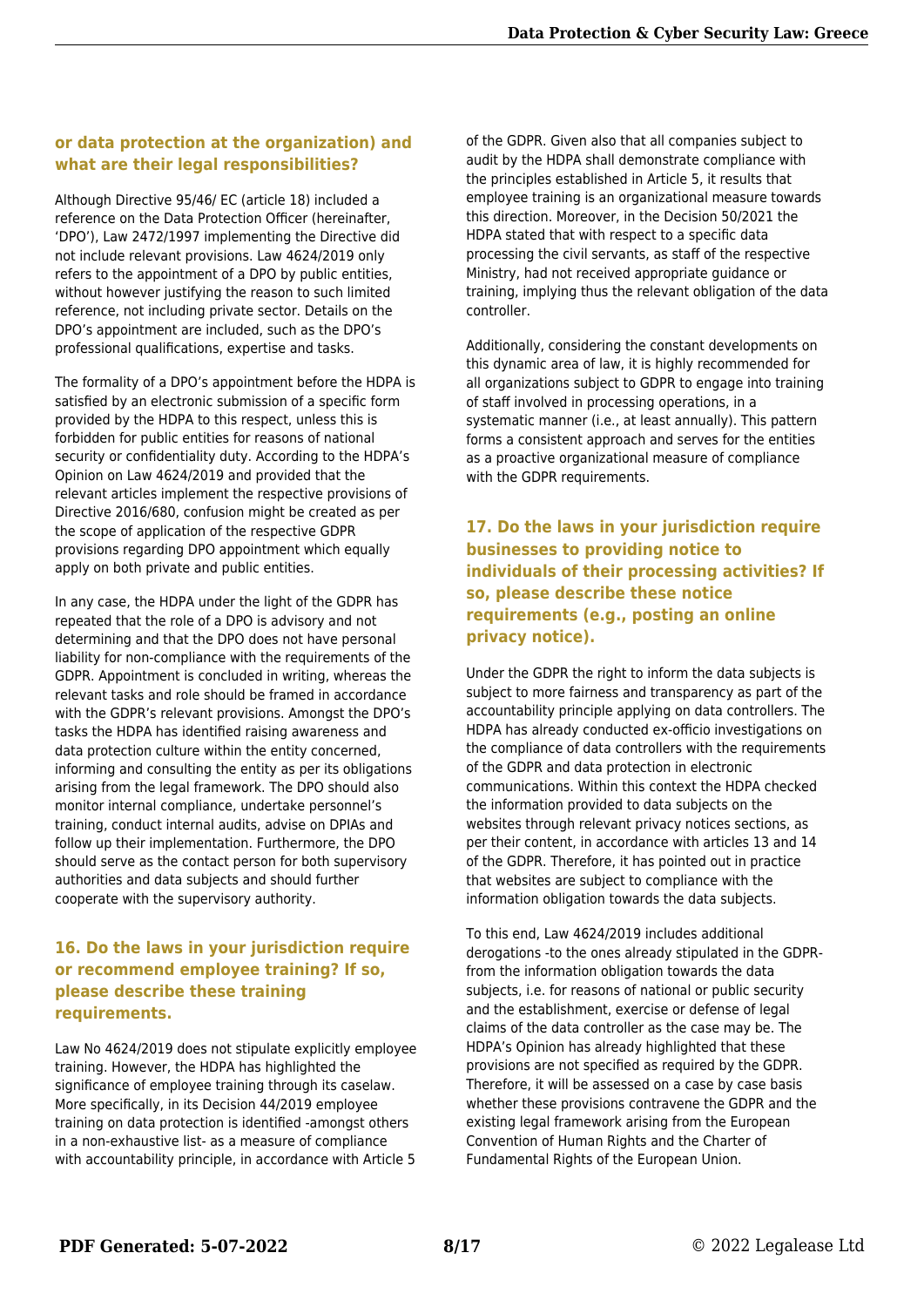## or data protection at the organization) and what are their legal responsibilities?

Although Directive 95/46/ EC (article 18) included a reference on the Data Protection Officer (hereinafter, 'DPO'), Law 2472/1997 implementing the Directive did not include relevant provisions. Law 4624/2019 only refers to the appointment of a DPO by public entities, without however justifying the reason to such limited reference, not including private sector. Details on the DPO's appointment are included, such as the DPO's professional qualifications, expertise and tasks.

The formality of a DPO's appointment before the HDPA is satisfied by an electronic submission of a specific form provided by the HDPA to this respect, unless this is forbidden for public entities for reasons of national security or confidentiality duty. According to the HDPA's Opinion on Law 4624/2019 and provided that the relevant articles implement the respective provisions of Directive 2016/680, confusion might be created as per the scope of application of the respective GDPR provisions regarding DPO appointment which equally apply on both private and public entities.

In any case, the HDPA under the light of the GDPR has repeated that the role of a DPO is advisory and not determining and that the DPO does not have personal liability for non-compliance with the requirements of the GDPR. Appointment is concluded in writing, whereas the relevant tasks and role should be framed in accordance with the GDPR's relevant provisions. Amongst the DPO's tasks the HDPA has identified raising awareness and data protection culture within the entity concerned, informing and consulting the entity as per its obligations arising from the legal framework. The DPO should also monitor internal compliance, undertake personnel's training, conduct internal audits, advise on DPIAs and follow up their implementation. Furthermore, the DPO should serve as the contact person for both supervisory authorities and data subjects and should further cooperate with the supervisory authority.

## 16. Do the laws in your jurisdiction require or recommend employee training? If so, please describe these training requirements.

Law No 4624/2019 does not stipulate explicitly employee training. However, the HDPA has highlighted the significance of employee training through its caselaw. More specifically, in its Decision 44/2019 employee training on data protection is identified -amongst others in a non-exhaustive list- as a measure of compliance with accountability principle, in accordance with Article 5 of the GDPR. Given also that all companies subject to audit by the HDPA shall demonstrate compliance with the principles established in Article 5, it results that employee training is an organizational measure towards this direction. Moreover, in the Decision 50/2021 the HDPA stated that with respect to a specific data processing the civil servants, as staff of the respective Ministry, had not received appropriate guidance or training, implying thus the relevant obligation of the data controller.

Additionally, considering the constant developments on this dynamic area of law, it is highly recommended for all organizations subject to GDPR to engage into training of staff involved in processing operations, in a systematic manner (i.e., at least annually). This pattern forms a consistent approach and serves for the entities as a proactive organizational measure of compliance with the GDPR requirements.

## 17. Do the laws in your jurisdiction require businesses to providing notice to individuals of their processing activities? If so, please describe these notice requirements (e.g., posting an online privacy notice).

Under the GDPR the right to inform the data subjects is subject to more fairness and transparency as part of the accountability principle applying on data controllers. The HDPA has already conducted ex-officio investigations on the compliance of data controllers with the requirements of the GDPR and data protection in electronic communications. Within this context the HDPA checked the information provided to data subjects on the websites through relevant privacy notices sections, as per their content, in accordance with articles 13 and 14 of the GDPR. Therefore, it has pointed out in practice that websites are subject to compliance with the information obligation towards the data subjects.

To this end, Law 4624/2019 includes additional derogations -to the ones already stipulated in the GDPR- from the information obligation towards the data subjects, i.e. for reasons of national or public security and the establishment, exercise or defense of legal claims of the data controller as the case may be. The HDPA's Opinion has already highlighted that these provisions are not specified as required by the GDPR. Therefore, it will be assessed on a case by case basis whether these provisions contravene the GDPR and the existing legal framework arising from the European Convention of Human Rights and the Charter of Fundamental Rights of the European Union.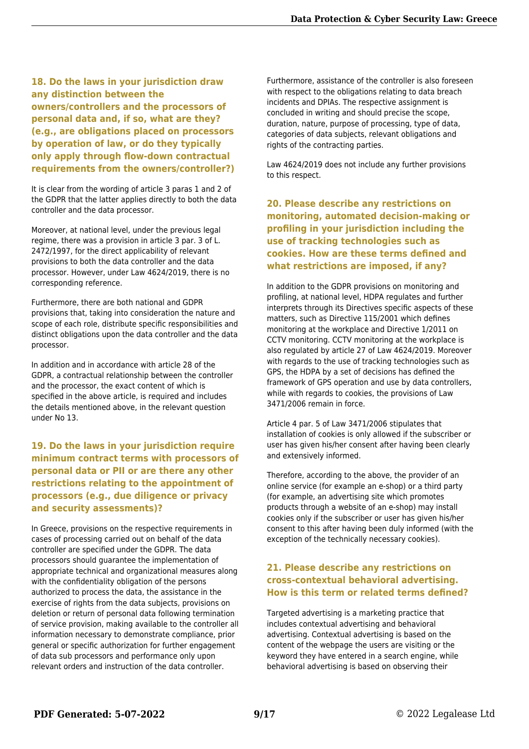## 18. Do the laws in your jurisdiction draw any distinction between the owners/controllers and the processors of personal data and, if so, what are they? (e.g., are obligations placed on processors by operation of law, or do they typically only apply through flow-down contractual requirements from the owners/controller?)

It is clear from the wording of article 3 paras 1 and 2 of the GDPR that the latter applies directly to both the data controller and the data processor.

Moreover, at national level, under the previous legal regime, there was a provision in article 3 par. 3 of L. 2472/1997, for the direct applicability of relevant provisions to both the data controller and the data processor. However, under Law 4624/2019, there is no corresponding reference.

Furthermore, there are both national and GDPR provisions that, taking into consideration the nature and scope of each role, distribute specific responsibilities and distinct obligations upon the data controller and the data processor.

In addition and in accordance with article 28 of the GDPR, a contractual relationship between the controller and the processor, the exact content of which is specified in the above article, is required and includes the details mentioned above, in the relevant question under No 13.

## 19. Do the laws in your jurisdiction require minimum contract terms with processors of personal data or PII or are there any other restrictions relating to the appointment of processors (e.g., due diligence or privacy and security assessments)?

In Greece, provisions on the respective requirements in cases of processing carried out on behalf of the data controller are specified under the GDPR. The data processors should guarantee the implementation of appropriate technical and organizational measures along with the confidentiality obligation of the persons authorized to process the data, the assistance in the exercise of rights from the data subjects, provisions on deletion or return of personal data following termination of service provision, making available to the controller all information necessary to demonstrate compliance, prior general or specific authorization for further engagement of data sub processors and performance only upon relevant orders and instruction of the data controller.

Furthermore, assistance of the controller is also foreseen with respect to the obligations relating to data breach incidents and DPIAs. The respective assignment is concluded in writing and should precise the scope, duration, nature, purpose of processing, type of data, categories of data subjects, relevant obligations and rights of the contracting parties.

Law 4624/2019 does not include any further provisions to this respect.

## 20. Please describe any restrictions on monitoring, automated decision-making or profiling in your jurisdiction including the use of tracking technologies such as cookies. How are these terms defined and what restrictions are imposed, if any?

In addition to the GDPR provisions on monitoring and profiling, at national level, HDPA regulates and further interprets through its Directives specific aspects of these matters, such as Directive 115/2001 which defines monitoring at the workplace and Directive 1/2011 on CCTV monitoring. CCTV monitoring at the workplace is also regulated by article 27 of Law 4624/2019. Moreover with regards to the use of tracking technologies such as GPS, the HDPA by a set of decisions has defined the framework of GPS operation and use by data controllers, while with regards to cookies, the provisions of Law 3471/2006 remain in force.

Article 4 par. 5 of Law 3471/2006 stipulates that installation of cookies is only allowed if the subscriber or user has given his/her consent after having been clearly and extensively informed.

Therefore, according to the above, the provider of an online service (for example an e-shop) or a third party (for example, an advertising site which promotes products through a website of an e-shop) may install cookies only if the subscriber or user has given his/her consent to this after having been duly informed (with the exception of the technically necessary cookies).

## 21. Please describe any restrictions on cross-contextual behavioral advertising. How is this term or related terms defined?

Targeted advertising is a marketing practice that includes contextual advertising and behavioral advertising. Contextual advertising is based on the content of the webpage the users are visiting or the keyword they have entered in a search engine, while behavioral advertising is based on observing their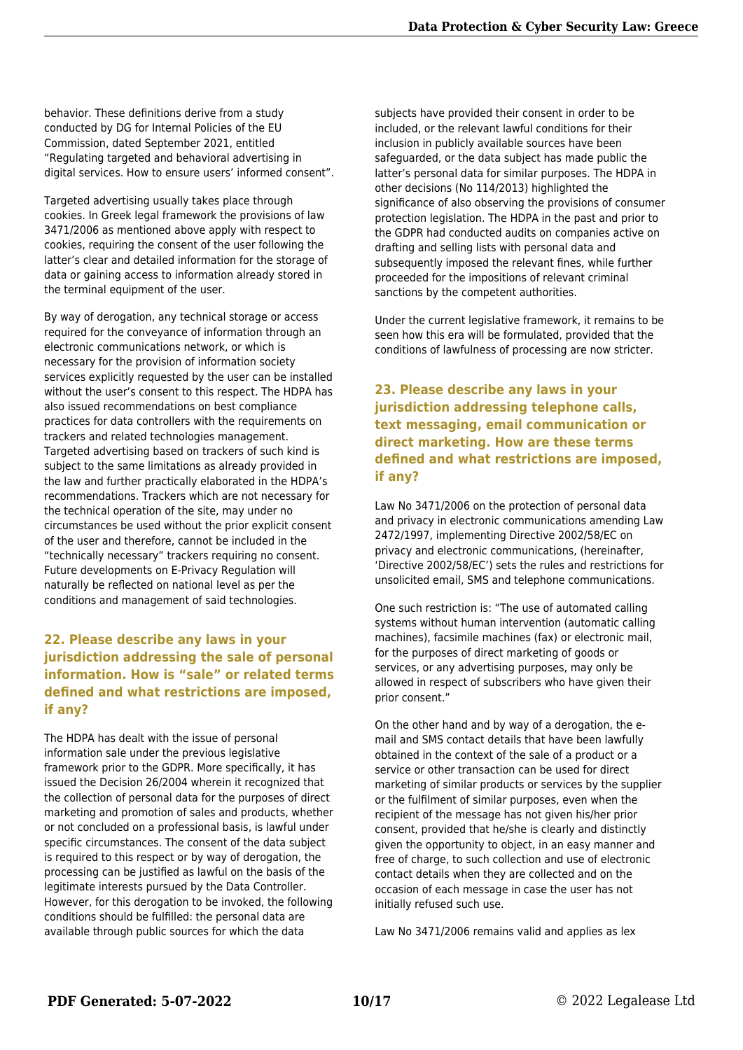behavior. These definitions derive from a study conducted by DG for Internal Policies of the EU Commission, dated September 2021, entitled "Regulating targeted and behavioral advertising in digital services. How to ensure users' informed consent".

Targeted advertising usually takes place through cookies. In Greek legal framework the provisions of law 3471/2006 as mentioned above apply with respect to cookies, requiring the consent of the user following the latter's clear and detailed information for the storage of data or gaining access to information already stored in the terminal equipment of the user.

By way of derogation, any technical storage or access required for the conveyance of information through an electronic communications network, or which is necessary for the provision of information society services explicitly requested by the user can be installed without the user's consent to this respect. The HDPA has also issued recommendations on best compliance practices for data controllers with the requirements on trackers and related technologies management. Targeted advertising based on trackers of such kind is subject to the same limitations as already provided in the law and further practically elaborated in the HDPA's recommendations. Trackers which are not necessary for the technical operation of the site, may under no circumstances be used without the prior explicit consent of the user and therefore, cannot be included in the "technically necessary" trackers requiring no consent. Future developments on E-Privacy Regulation will naturally be reflected on national level as per the conditions and management of said technologies.

## 22. Please describe any laws in your jurisdiction addressing the sale of personal information. How is "sale" or related terms defined and what restrictions are imposed, if any?

The HDPA has dealt with the issue of personal information sale under the previous legislative framework prior to the GDPR. More specifically, it has issued the Decision 26/2004 wherein it recognized that the collection of personal data for the purposes of direct marketing and promotion of sales and products, whether or not concluded on a professional basis, is lawful under specific circumstances. The consent of the data subject is required to this respect or by way of derogation, the processing can be justified as lawful on the basis of the legitimate interests pursued by the Data Controller. However, for this derogation to be invoked, the following conditions should be fulfilled: the personal data are available through public sources for which the data subjects have provided their consent in order to be included, or the relevant lawful conditions for their inclusion in publicly available sources have been safeguarded, or the data subject has made public the latter's personal data for similar purposes. The HDPA in other decisions (No 114/2013) highlighted the significance of also observing the provisions of consumer protection legislation. The HDPA in the past and prior to the GDPR had conducted audits on companies active on drafting and selling lists with personal data and subsequently imposed the relevant fines, while further proceeded for the impositions of relevant criminal sanctions by the competent authorities.

Under the current legislative framework, it remains to be seen how this era will be formulated, provided that the conditions of lawfulness of processing are now stricter.

## 23. Please describe any laws in your jurisdiction addressing telephone calls, text messaging, email communication or direct marketing. How are these terms defined and what restrictions are imposed, if any?

Law No 3471/2006 on the protection of personal data and privacy in electronic communications amending Law 2472/1997, implementing Directive 2002/58/EC on privacy and electronic communications, (hereinafter, 'Directive 2002/58/EC') sets the rules and restrictions for unsolicited email, SMS and telephone communications.

One such restriction is: "The use of automated calling systems without human intervention (automatic calling machines), facsimile machines (fax) or electronic mail, for the purposes of direct marketing of goods or services, or any advertising purposes, may only be allowed in respect of subscribers who have given their prior consent."

On the other hand and by way of a derogation, the e-mail and SMS contact details that have been lawfully obtained in the context of the sale of a product or a service or other transaction can be used for direct marketing of similar products or services by the supplier or the fulfilment of similar purposes, even when the recipient of the message has not given his/her prior consent, provided that he/she is clearly and distinctly given the opportunity to object, in an easy manner and free of charge, to such collection and use of electronic contact details when they are collected and on the occasion of each message in case the user has not initially refused such use.

Law No 3471/2006 remains valid and applies as lex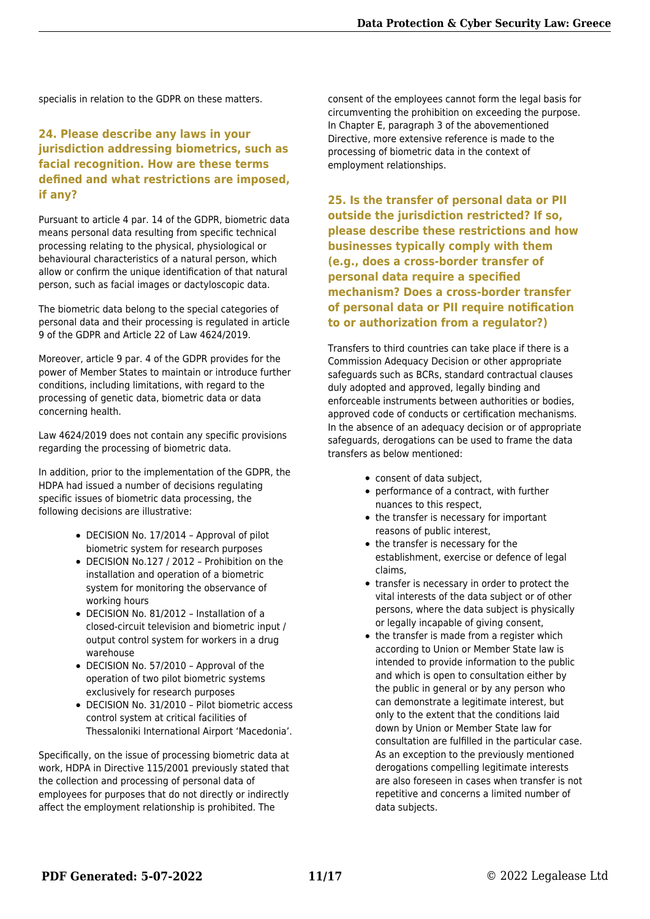specialis in relation to the GDPR on these matters.

## 24. Please describe any laws in your jurisdiction addressing biometrics, such as facial recognition. How are these terms defined and what restrictions are imposed, if any?

Pursuant to article 4 par. 14 of the GDPR, biometric data means personal data resulting from specific technical processing relating to the physical, physiological or behavioural characteristics of a natural person, which allow or confirm the unique identification of that natural person, such as facial images or dactyloscopic data.

The biometric data belong to the special categories of personal data and their processing is regulated in article 9 of the GDPR and Article 22 of Law 4624/2019.

Moreover, article 9 par. 4 of the GDPR provides for the power of Member States to maintain or introduce further conditions, including limitations, with regard to the processing of genetic data, biometric data or data concerning health.

Law 4624/2019 does not contain any specific provisions regarding the processing of biometric data.

In addition, prior to the implementation of the GDPR, the HDPA had issued a number of decisions regulating specific issues of biometric data processing, the following decisions are illustrative:

- DECISION No. 17/2014 – Approval of pilot biometric system for research purposes
- DECISION No.127 / 2012 – Prohibition on the installation and operation of a biometric system for monitoring the observance of working hours
- DECISION No. 81/2012 – Installation of a closed-circuit television and biometric input / output control system for workers in a drug warehouse
- DECISION No. 57/2010 – Approval of the operation of two pilot biometric systems exclusively for research purposes
- DECISION No. 31/2010 – Pilot biometric access control system at critical facilities of Thessaloniki International Airport 'Macedonia'.

Specifically, on the issue of processing biometric data at work, HDPA in Directive 115/2001 previously stated that the collection and processing of personal data of employees for purposes that do not directly or indirectly affect the employment relationship is prohibited. The consent of the employees cannot form the legal basis for circumventing the prohibition on exceeding the purpose. In Chapter E, paragraph 3 of the abovementioned Directive, more extensive reference is made to the processing of biometric data in the context of employment relationships.

## 25. Is the transfer of personal data or PII outside the jurisdiction restricted? If so, please describe these restrictions and how businesses typically comply with them (e.g., does a cross-border transfer of personal data require a specified mechanism? Does a cross-border transfer of personal data or PII require notification to or authorization from a regulator?)

Transfers to third countries can take place if there is a Commission Adequacy Decision or other appropriate safeguards such as BCRs, standard contractual clauses duly adopted and approved, legally binding and enforceable instruments between authorities or bodies, approved code of conducts or certification mechanisms. In the absence of an adequacy decision or of appropriate safeguards, derogations can be used to frame the data transfers as below mentioned:

- consent of data subject,
- performance of a contract, with further nuances to this respect,
- the transfer is necessary for important reasons of public interest,
- the transfer is necessary for the establishment, exercise or defence of legal claims,
- transfer is necessary in order to protect the vital interests of the data subject or of other persons, where the data subject is physically or legally incapable of giving consent,
- the transfer is made from a register which according to Union or Member State law is intended to provide information to the public and which is open to consultation either by the public in general or by any person who can demonstrate a legitimate interest, but only to the extent that the conditions laid down by Union or Member State law for consultation are fulfilled in the particular case. As an exception to the previously mentioned derogations compelling legitimate interests are also foreseen in cases when transfer is not repetitive and concerns a limited number of data subjects.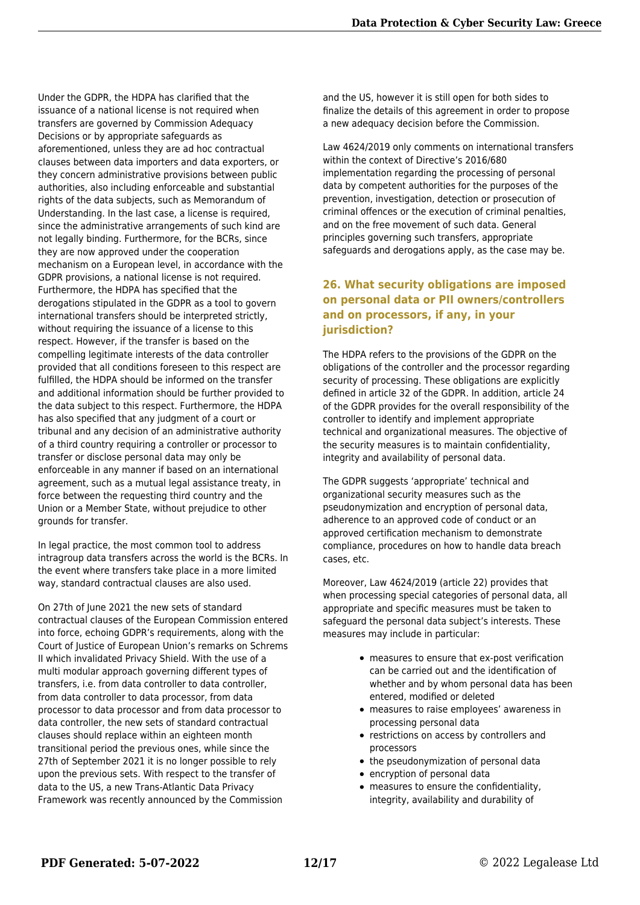Under the GDPR, the HDPA has clarified that the issuance of a national license is not required when transfers are governed by Commission Adequacy Decisions or by appropriate safeguards as aforementioned, unless they are ad hoc contractual clauses between data importers and data exporters, or they concern administrative provisions between public authorities, also including enforceable and substantial rights of the data subjects, such as Memorandum of Understanding. In the last case, a license is required, since the administrative arrangements of such kind are not legally binding. Furthermore, for the BCRs, since they are now approved under the cooperation mechanism on a European level, in accordance with the GDPR provisions, a national license is not required. Furthermore, the HDPA has specified that the derogations stipulated in the GDPR as a tool to govern international transfers should be interpreted strictly, without requiring the issuance of a license to this respect. However, if the transfer is based on the compelling legitimate interests of the data controller provided that all conditions foreseen to this respect are fulfilled, the HDPA should be informed on the transfer and additional information should be further provided to the data subject to this respect. Furthermore, the HDPA has also specified that any judgment of a court or tribunal and any decision of an administrative authority of a third country requiring a controller or processor to transfer or disclose personal data may only be enforceable in any manner if based on an international agreement, such as a mutual legal assistance treaty, in force between the requesting third country and the Union or a Member State, without prejudice to other grounds for transfer.

In legal practice, the most common tool to address intragroup data transfers across the world is the BCRs. In the event where transfers take place in a more limited way, standard contractual clauses are also used.

On 27th of June 2021 the new sets of standard contractual clauses of the European Commission entered into force, echoing GDPR's requirements, along with the Court of Justice of European Union's remarks on Schrems II which invalidated Privacy Shield. With the use of a multi modular approach governing different types of transfers, i.e. from data controller to data controller, from data controller to data processor, from data processor to data processor and from data processor to data controller, the new sets of standard contractual clauses should replace within an eighteen month transitional period the previous ones, while since the 27th of September 2021 it is no longer possible to rely upon the previous sets. With respect to the transfer of data to the US, a new Trans-Atlantic Data Privacy Framework was recently announced by the Commission and the US, however it is still open for both sides to finalize the details of this agreement in order to propose a new adequacy decision before the Commission.

Law 4624/2019 only comments on international transfers within the context of Directive's 2016/680 implementation regarding the processing of personal data by competent authorities for the purposes of the prevention, investigation, detection or prosecution of criminal offences or the execution of criminal penalties, and on the free movement of such data. General principles governing such transfers, appropriate safeguards and derogations apply, as the case may be.

## 26. What security obligations are imposed on personal data or PII owners/controllers and on processors, if any, in your jurisdiction?

The HDPA refers to the provisions of the GDPR on the obligations of the controller and the processor regarding security of processing. These obligations are explicitly defined in article 32 of the GDPR. In addition, article 24 of the GDPR provides for the overall responsibility of the controller to identify and implement appropriate technical and organizational measures. The objective of the security measures is to maintain confidentiality, integrity and availability of personal data.

The GDPR suggests 'appropriate' technical and organizational security measures such as the pseudonymization and encryption of personal data, adherence to an approved code of conduct or an approved certification mechanism to demonstrate compliance, procedures on how to handle data breach cases, etc.

Moreover, Law 4624/2019 (article 22) provides that when processing special categories of personal data, all appropriate and specific measures must be taken to safeguard the personal data subject's interests. These measures may include in particular:

- measures to ensure that ex-post verification can be carried out and the identification of whether and by whom personal data has been entered, modified or deleted
- measures to raise employees' awareness in processing personal data
- restrictions on access by controllers and processors
- the pseudonymization of personal data
- encryption of personal data
- measures to ensure the confidentiality, integrity, availability and durability of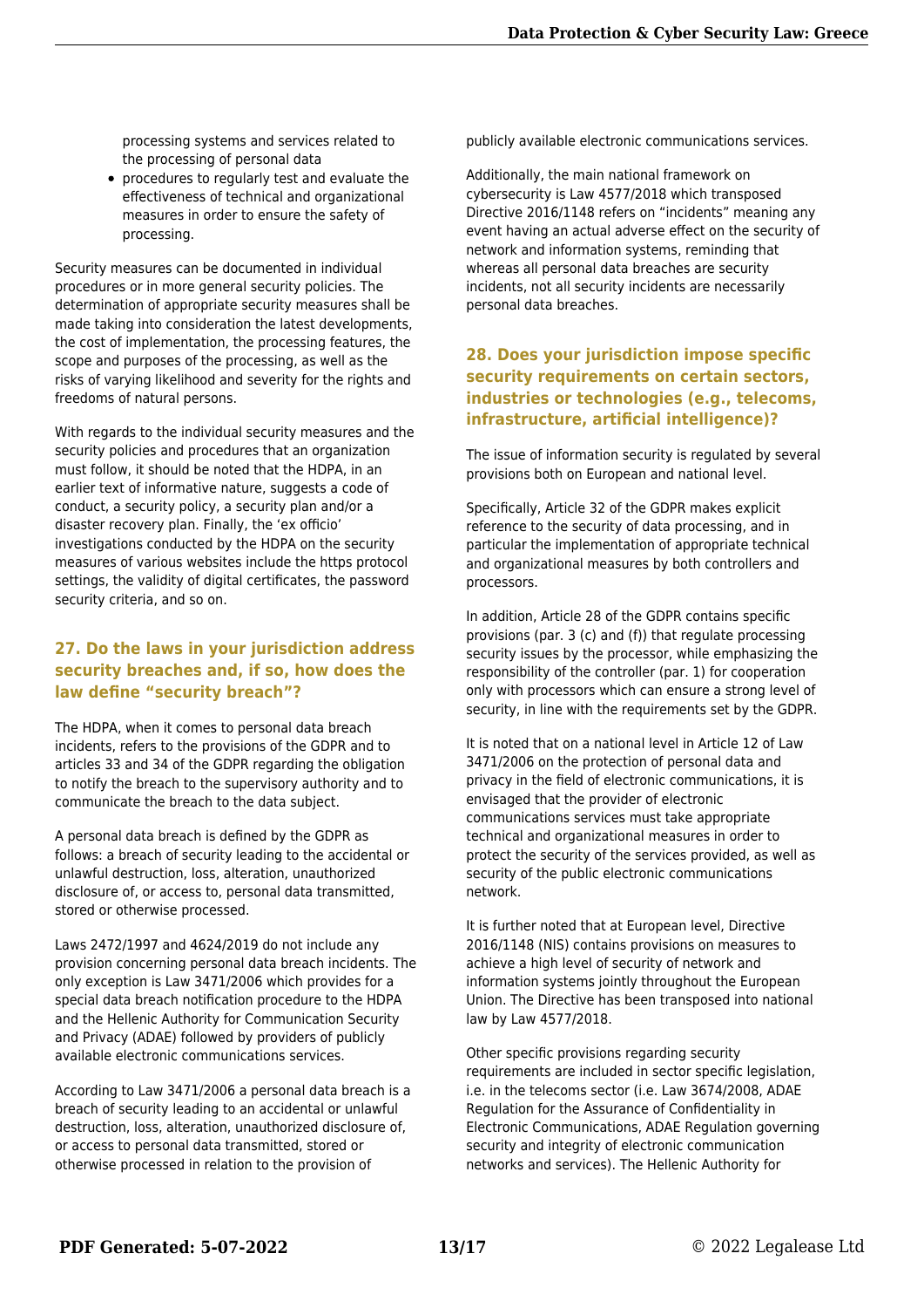processing systems and services related to the processing of personal data

- procedures to regularly test and evaluate the effectiveness of technical and organizational measures in order to ensure the safety of processing.

Security measures can be documented in individual procedures or in more general security policies. The determination of appropriate security measures shall be made taking into consideration the latest developments, the cost of implementation, the processing features, the scope and purposes of the processing, as well as the risks of varying likelihood and severity for the rights and freedoms of natural persons.

With regards to the individual security measures and the security policies and procedures that an organization must follow, it should be noted that the HDPA, in an earlier text of informative nature, suggests a code of conduct, a security policy, a security plan and/or a disaster recovery plan. Finally, the 'ex officio' investigations conducted by the HDPA on the security measures of various websites include the https protocol settings, the validity of digital certificates, the password security criteria, and so on.

## 27. Do the laws in your jurisdiction address security breaches and, if so, how does the law define "security breach"?

The HDPA, when it comes to personal data breach incidents, refers to the provisions of the GDPR and to articles 33 and 34 of the GDPR regarding the obligation to notify the breach to the supervisory authority and to communicate the breach to the data subject.

A personal data breach is defined by the GDPR as follows: a breach of security leading to the accidental or unlawful destruction, loss, alteration, unauthorized disclosure of, or access to, personal data transmitted, stored or otherwise processed.

Laws 2472/1997 and 4624/2019 do not include any provision concerning personal data breach incidents. The only exception is Law 3471/2006 which provides for a special data breach notification procedure to the HDPA and the Hellenic Authority for Communication Security and Privacy (ADAE) followed by providers of publicly available electronic communications services.

According to Law 3471/2006 a personal data breach is a breach of security leading to an accidental or unlawful destruction, loss, alteration, unauthorized disclosure of, or access to personal data transmitted, stored or otherwise processed in relation to the provision of publicly available electronic communications services.

Additionally, the main national framework on cybersecurity is Law 4577/2018 which transposed Directive 2016/1148 refers on "incidents" meaning any event having an actual adverse effect on the security of network and information systems, reminding that whereas all personal data breaches are security incidents, not all security incidents are necessarily personal data breaches.

## 28. Does your jurisdiction impose specific security requirements on certain sectors, industries or technologies (e.g., telecoms, infrastructure, artificial intelligence)?

The issue of information security is regulated by several provisions both on European and national level.

Specifically, Article 32 of the GDPR makes explicit reference to the security of data processing, and in particular the implementation of appropriate technical and organizational measures by both controllers and processors.

In addition, Article 28 of the GDPR contains specific provisions (par. 3 (c) and (f)) that regulate processing security issues by the processor, while emphasizing the responsibility of the controller (par. 1) for cooperation only with processors which can ensure a strong level of security, in line with the requirements set by the GDPR.

It is noted that on a national level in Article 12 of Law 3471/2006 on the protection of personal data and privacy in the field of electronic communications, it is envisaged that the provider of electronic communications services must take appropriate technical and organizational measures in order to protect the security of the services provided, as well as security of the public electronic communications network.

It is further noted that at European level, Directive 2016/1148 (NIS) contains provisions on measures to achieve a high level of security of network and information systems jointly throughout the European Union. The Directive has been transposed into national law by Law 4577/2018.

Other specific provisions regarding security requirements are included in sector specific legislation, i.e. in the telecoms sector (i.e. Law 3674/2008, ADAE Regulation for the Assurance of Confidentiality in Electronic Communications, ADAE Regulation governing security and integrity of electronic communication networks and services). The Hellenic Authority for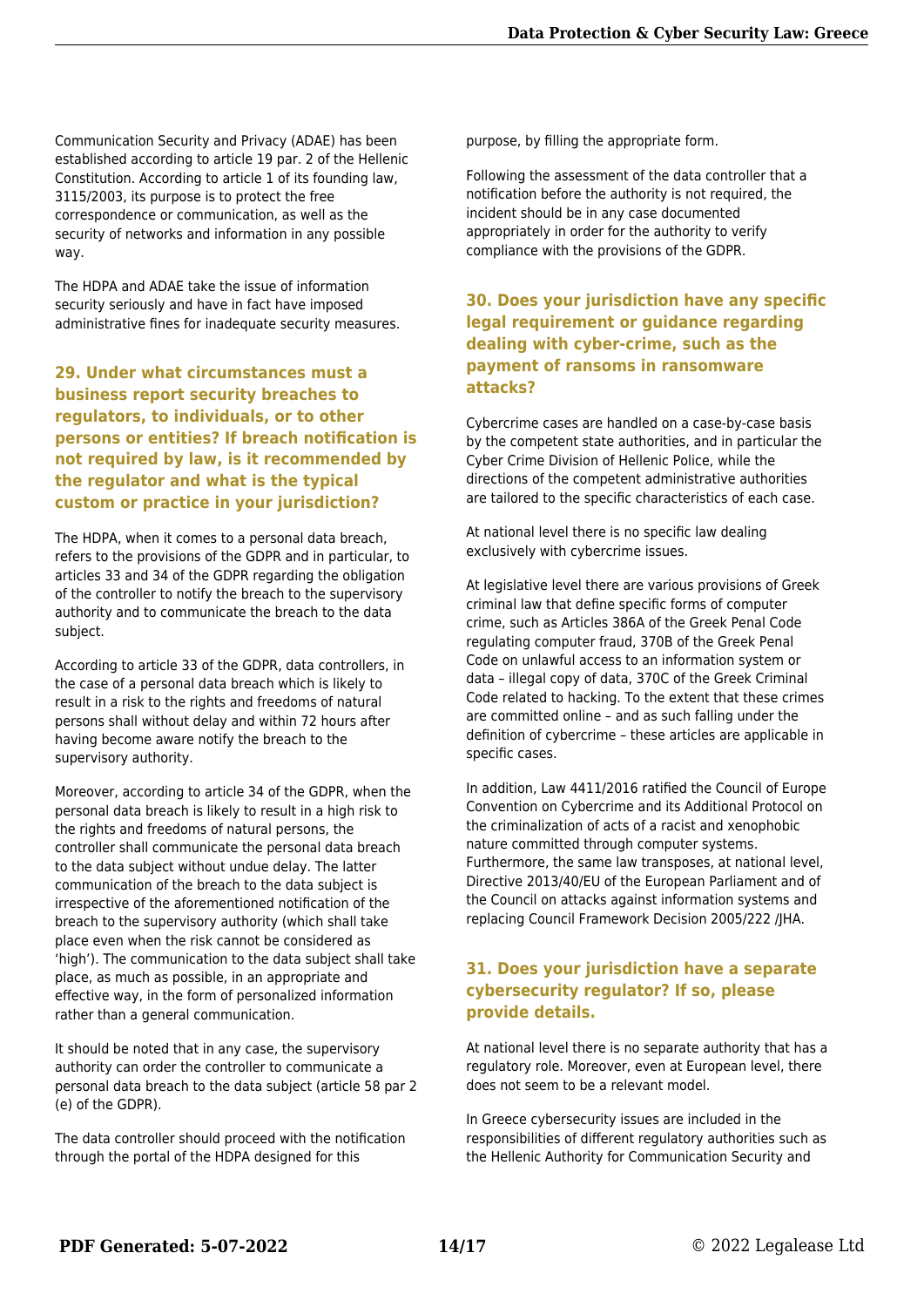Communication Security and Privacy (ADAE) has been established according to article 19 par. 2 of the Hellenic Constitution. According to article 1 of its founding law, 3115/2003, its purpose is to protect the free correspondence or communication, as well as the security of networks and information in any possible way.

The HDPA and ADAE take the issue of information security seriously and have in fact have imposed administrative fines for inadequate security measures.

## 29. Under what circumstances must a business report security breaches to regulators, to individuals, or to other persons or entities? If breach notification is not required by law, is it recommended by the regulator and what is the typical custom or practice in your jurisdiction?

The HDPA, when it comes to a personal data breach, refers to the provisions of the GDPR and in particular, to articles 33 and 34 of the GDPR regarding the obligation of the controller to notify the breach to the supervisory authority and to communicate the breach to the data subject.

According to article 33 of the GDPR, data controllers, in the case of a personal data breach which is likely to result in a risk to the rights and freedoms of natural persons shall without delay and within 72 hours after having become aware notify the breach to the supervisory authority.

Moreover, according to article 34 of the GDPR, when the personal data breach is likely to result in a high risk to the rights and freedoms of natural persons, the controller shall communicate the personal data breach to the data subject without undue delay. The latter communication of the breach to the data subject is irrespective of the aforementioned notification of the breach to the supervisory authority (which shall take place even when the risk cannot be considered as 'high'). The communication to the data subject shall take place, as much as possible, in an appropriate and effective way, in the form of personalized information rather than a general communication.

It should be noted that in any case, the supervisory authority can order the controller to communicate a personal data breach to the data subject (article 58 par 2 (e) of the GDPR).

The data controller should proceed with the notification through the portal of the HDPA designed for this purpose, by filling the appropriate form.

Following the assessment of the data controller that a notification before the authority is not required, the incident should be in any case documented appropriately in order for the authority to verify compliance with the provisions of the GDPR.

## 30. Does your jurisdiction have any specific legal requirement or guidance regarding dealing with cyber-crime, such as the payment of ransoms in ransomware attacks?

Cybercrime cases are handled on a case-by-case basis by the competent state authorities, and in particular the Cyber Crime Division of Hellenic Police, while the directions of the competent administrative authorities are tailored to the specific characteristics of each case.

At national level there is no specific law dealing exclusively with cybercrime issues.

At legislative level there are various provisions of Greek criminal law that define specific forms of computer crime, such as Articles 386A of the Greek Penal Code regulating computer fraud, 370B of the Greek Penal Code on unlawful access to an information system or data – illegal copy of data, 370C of the Greek Criminal Code related to hacking. To the extent that these crimes are committed online – and as such falling under the definition of cybercrime – these articles are applicable in specific cases.

In addition, Law 4411/2016 ratified the Council of Europe Convention on Cybercrime and its Additional Protocol on the criminalization of acts of a racist and xenophobic nature committed through computer systems. Furthermore, the same law transposes, at national level, Directive 2013/40/EU of the European Parliament and of the Council on attacks against information systems and replacing Council Framework Decision 2005/222 /JHA.

## 31. Does your jurisdiction have a separate cybersecurity regulator? If so, please provide details.

At national level there is no separate authority that has a regulatory role. Moreover, even at European level, there does not seem to be a relevant model.

In Greece cybersecurity issues are included in the responsibilities of different regulatory authorities such as the Hellenic Authority for Communication Security and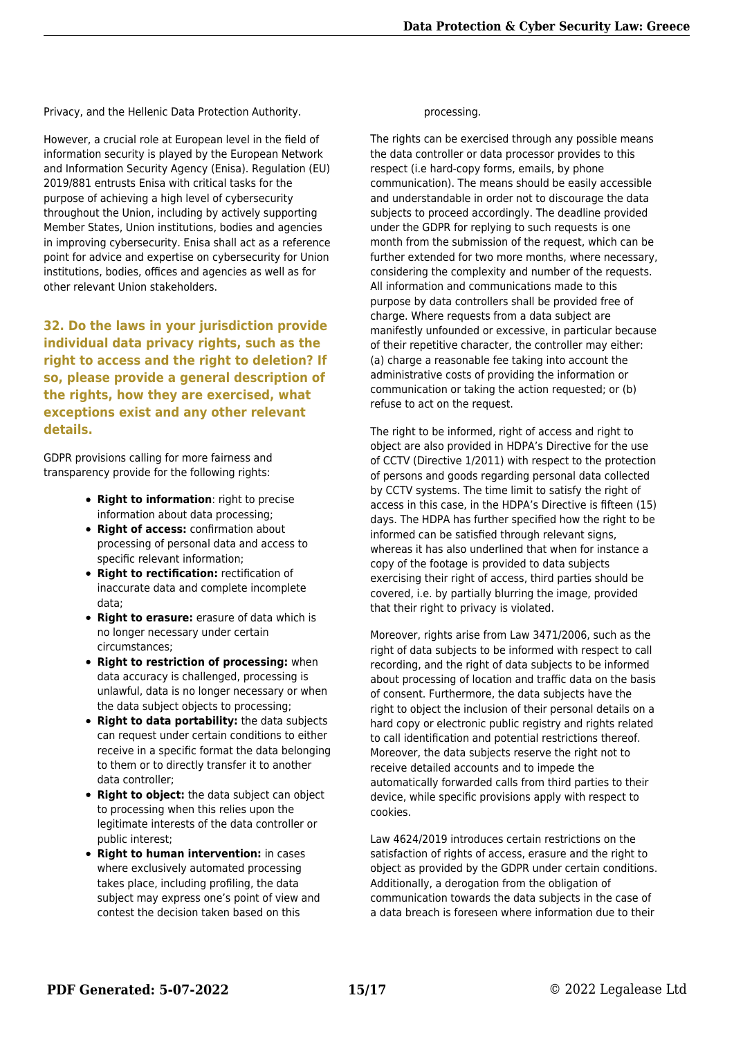Privacy, and the Hellenic Data Protection Authority.

However, a crucial role at European level in the field of information security is played by the European Network and Information Security Agency (Enisa). Regulation (EU) 2019/881 entrusts Enisa with critical tasks for the purpose of achieving a high level of cybersecurity throughout the Union, including by actively supporting Member States, Union institutions, bodies and agencies in improving cybersecurity. Enisa shall act as a reference point for advice and expertise on cybersecurity for Union institutions, bodies, offices and agencies as well as for other relevant Union stakeholders.

## 32. Do the laws in your jurisdiction provide individual data privacy rights, such as the right to access and the right to deletion? If so, please provide a general description of the rights, how they are exercised, what exceptions exist and any other relevant details.

GDPR provisions calling for more fairness and transparency provide for the following rights:

- **Right to information**: right to precise information about data processing;
- **Right of access:** confirmation about processing of personal data and access to specific relevant information;
- **Right to rectification:** rectification of inaccurate data and complete incomplete data;
- **Right to erasure:** erasure of data which is no longer necessary under certain circumstances;
- **Right to restriction of processing:** when data accuracy is challenged, processing is unlawful, data is no longer necessary or when the data subject objects to processing;
- **Right to data portability:** the data subjects can request under certain conditions to either receive in a specific format the data belonging to them or to directly transfer it to another data controller;
- **Right to object:** the data subject can object to processing when this relies upon the legitimate interests of the data controller or public interest;
- **Right to human intervention:** in cases where exclusively automated processing takes place, including profiling, the data subject may express one's point of view and contest the decision taken based on this processing.

The rights can be exercised through any possible means the data controller or data processor provides to this respect (i.e hard-copy forms, emails, by phone communication). The means should be easily accessible and understandable in order not to discourage the data subjects to proceed accordingly. The deadline provided under the GDPR for replying to such requests is one month from the submission of the request, which can be further extended for two more months, where necessary, considering the complexity and number of the requests. All information and communications made to this purpose by data controllers shall be provided free of charge. Where requests from a data subject are manifestly unfounded or excessive, in particular because of their repetitive character, the controller may either: (a) charge a reasonable fee taking into account the administrative costs of providing the information or communication or taking the action requested; or (b) refuse to act on the request.

The right to be informed, right of access and right to object are also provided in HDPA's Directive for the use of CCTV (Directive 1/2011) with respect to the protection of persons and goods regarding personal data collected by CCTV systems. The time limit to satisfy the right of access in this case, in the HDPA's Directive is fifteen (15) days. The HDPA has further specified how the right to be informed can be satisfied through relevant signs, whereas it has also underlined that when for instance a copy of the footage is provided to data subjects exercising their right of access, third parties should be covered, i.e. by partially blurring the image, provided that their right to privacy is violated.

Moreover, rights arise from Law 3471/2006, such as the right of data subjects to be informed with respect to call recording, and the right of data subjects to be informed about processing of location and traffic data on the basis of consent. Furthermore, the data subjects have the right to object the inclusion of their personal details on a hard copy or electronic public registry and rights related to call identification and potential restrictions thereof. Moreover, the data subjects reserve the right not to receive detailed accounts and to impede the automatically forwarded calls from third parties to their device, while specific provisions apply with respect to cookies.

Law 4624/2019 introduces certain restrictions on the satisfaction of rights of access, erasure and the right to object as provided by the GDPR under certain conditions. Additionally, a derogation from the obligation of communication towards the data subjects in the case of a data breach is foreseen where information due to their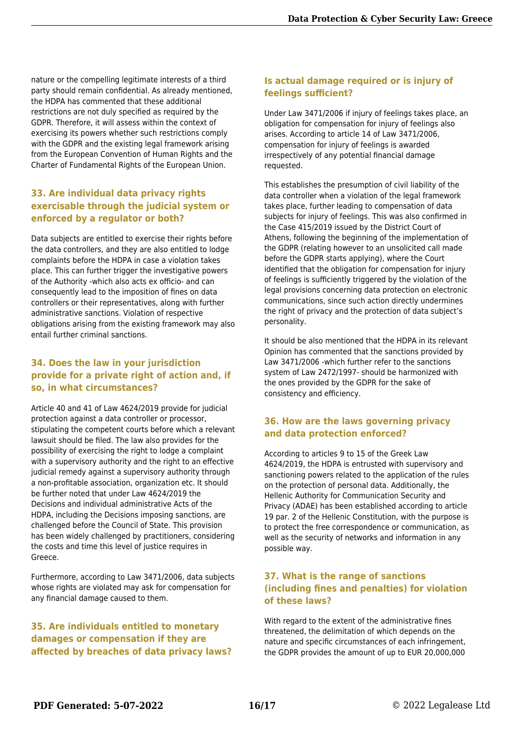nature or the compelling legitimate interests of a third party should remain confidential. As already mentioned, the HDPA has commented that these additional restrictions are not duly specified as required by the GDPR. Therefore, it will assess within the context of exercising its powers whether such restrictions comply with the GDPR and the existing legal framework arising from the European Convention of Human Rights and the Charter of Fundamental Rights of the European Union.

## 33. Are individual data privacy rights exercisable through the judicial system or enforced by a regulator or both?

Data subjects are entitled to exercise their rights before the data controllers, and they are also entitled to lodge complaints before the HDPA in case a violation takes place. This can further trigger the investigative powers of the Authority -which also acts ex officio- and can consequently lead to the imposition of fines on data controllers or their representatives, along with further administrative sanctions. Violation of respective obligations arising from the existing framework may also entail further criminal sanctions.

## 34. Does the law in your jurisdiction provide for a private right of action and, if so, in what circumstances?

Article 40 and 41 of Law 4624/2019 provide for judicial protection against a data controller or processor, stipulating the competent courts before which a relevant lawsuit should be filed. The law also provides for the possibility of exercising the right to lodge a complaint with a supervisory authority and the right to an effective judicial remedy against a supervisory authority through a non-profitable association, organization etc. It should be further noted that under Law 4624/2019 the Decisions and individual administrative Acts of the HDPA, including the Decisions imposing sanctions, are challenged before the Council of State. This provision has been widely challenged by practitioners, considering the costs and time this level of justice requires in Greece.

Furthermore, according to Law 3471/2006, data subjects whose rights are violated may ask for compensation for any financial damage caused to them.

## 35. Are individuals entitled to monetary damages or compensation if they are affected by breaches of data privacy laws?

### Is actual damage required or is injury of feelings sufficient?

Under Law 3471/2006 if injury of feelings takes place, an obligation for compensation for injury of feelings also arises. According to article 14 of Law 3471/2006, compensation for injury of feelings is awarded irrespectively of any potential financial damage requested.

This establishes the presumption of civil liability of the data controller when a violation of the legal framework takes place, further leading to compensation of data subjects for injury of feelings. This was also confirmed in the Case 415/2019 issued by the District Court of Athens, following the beginning of the implementation of the GDPR (relating however to an unsolicited call made before the GDPR starts applying), where the Court identified that the obligation for compensation for injury of feelings is sufficiently triggered by the violation of the legal provisions concerning data protection on electronic communications, since such action directly undermines the right of privacy and the protection of data subject's personality.

It should be also mentioned that the HDPA in its relevant Opinion has commented that the sanctions provided by Law 3471/2006 -which further refer to the sanctions system of Law 2472/1997- should be harmonized with the ones provided by the GDPR for the sake of consistency and efficiency.

## 36. How are the laws governing privacy and data protection enforced?

According to articles 9 to 15 of the Greek Law 4624/2019, the HDPA is entrusted with supervisory and sanctioning powers related to the application of the rules on the protection of personal data. Additionally, the Hellenic Authority for Communication Security and Privacy (ADAE) has been established according to article 19 par. 2 of the Hellenic Constitution, with the purpose is to protect the free correspondence or communication, as well as the security of networks and information in any possible way.

## 37. What is the range of sanctions (including fines and penalties) for violation of these laws?

With regard to the extent of the administrative fines threatened, the delimitation of which depends on the nature and specific circumstances of each infringement, the GDPR provides the amount of up to EUR 20,000,000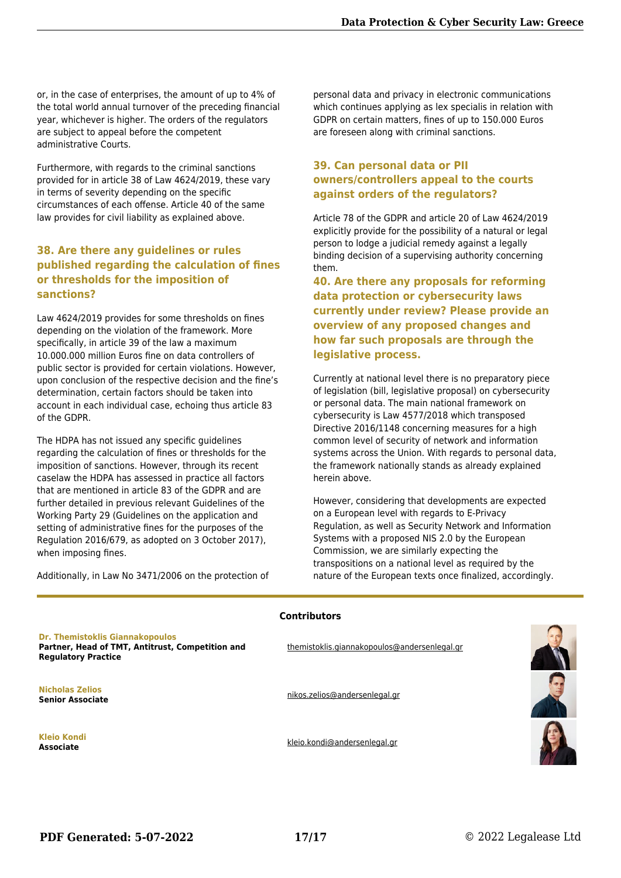or, in the case of enterprises, the amount of up to 4% of the total world annual turnover of the preceding financial year, whichever is higher. The orders of the regulators are subject to appeal before the competent administrative Courts.

Furthermore, with regards to the criminal sanctions provided for in article 38 of Law 4624/2019, these vary in terms of severity depending on the specific circumstances of each offense. Article 40 of the same law provides for civil liability as explained above.

## 38. Are there any guidelines or rules published regarding the calculation of fines or thresholds for the imposition of sanctions?

Law 4624/2019 provides for some thresholds on fines depending on the violation of the framework. More specifically, in article 39 of the law a maximum 10.000.000 million Euros fine on data controllers of public sector is provided for certain violations. However, upon conclusion of the respective decision and the fine's determination, certain factors should be taken into account in each individual case, echoing thus article 83 of the GDPR.

The HDPA has not issued any specific guidelines regarding the calculation of fines or thresholds for the imposition of sanctions. However, through its recent caselaw the HDPA has assessed in practice all factors that are mentioned in article 83 of the GDPR and are further detailed in previous relevant Guidelines of the Working Party 29 (Guidelines on the application and setting of administrative fines for the purposes of the Regulation 2016/679, as adopted on 3 October 2017), when imposing fines.

Additionally, in Law No 3471/2006 on the protection of personal data and privacy in electronic communications which continues applying as lex specialis in relation with GDPR on certain matters, fines of up to 150.000 Euros are foreseen along with criminal sanctions.

## 39. Can personal data or PII owners/controllers appeal to the courts against orders of the regulators?

Article 78 of the GDPR and article 20 of Law 4624/2019 explicitly provide for the possibility of a natural or legal person to lodge a judicial remedy against a legally binding decision of a supervising authority concerning them.

## 40. Are there any proposals for reforming data protection or cybersecurity laws currently under review? Please provide an overview of any proposed changes and how far such proposals are through the legislative process.

Currently at national level there is no preparatory piece of legislation (bill, legislative proposal) on cybersecurity or personal data. The main national framework on cybersecurity is Law 4577/2018 which transposed Directive 2016/1148 concerning measures for a high common level of security of network and information systems across the Union. With regards to personal data, the framework nationally stands as already explained herein above.

However, considering that developments are expected on a European level with regards to E-Privacy Regulation, as well as Security Network and Information Systems with a proposed NIS 2.0 by the European Commission, we are similarly expecting the transpositions on a national level as required by the nature of the European texts once finalized, accordingly.

**Contributors**

**Dr. Themistoklis Giannakopoulos**
**Partner, Head of TMT, Antitrust, Competition and Regulatory Practice**
themistoklis.giannakopoulos@andersenlegal.gr

**Nicholas Zelios**
**Senior Associate**
nikos.zelios@andersenlegal.gr

**Kleio Kondi**
**Associate**
kleio.kondi@andersenlegal.gr